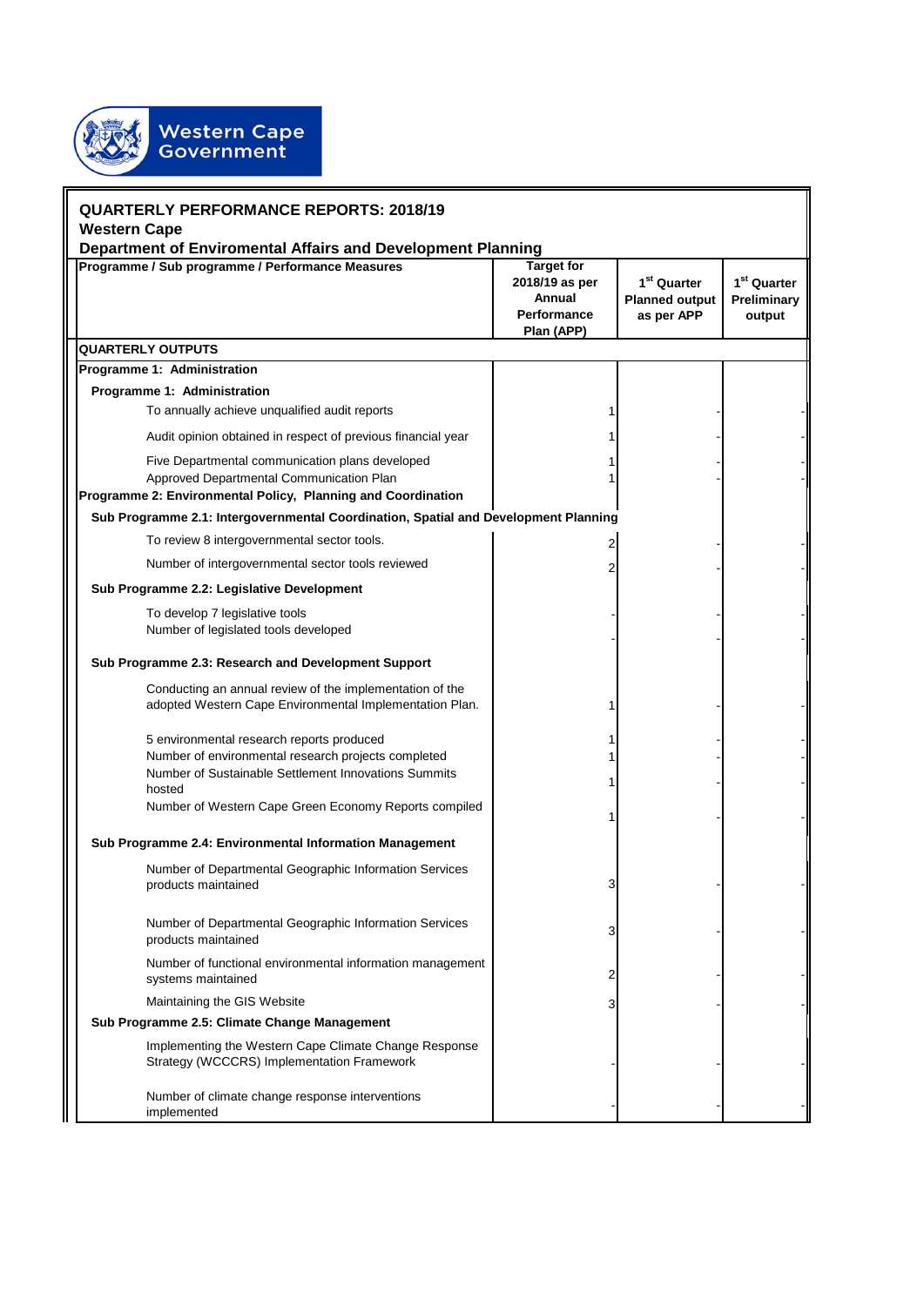Western Cape Government

## QUARTERLY PERFORMANCE REPORTS: 2018/19
**Western Cape**
**Department of Enviromental Affairs and Development Planning**

| Programme / Sub programme / Performance Measures | Target for 2018/19 as per Annual Performance Plan (APP) | 1st Quarter Planned output as per APP | 1st Quarter Preliminary output |
|---|---|---|---|
| **QUARTERLY OUTPUTS** | | | |
| **Programme 1: Administration** | | | |
| **Programme 1: Administration** | | | |
| To annually achieve unqualified audit reports | 1 | - | - |
| Audit opinion obtained in respect of previous financial year | 1 | - | - |
| Five Departmental communication plans developed | 1 | - | - |
| Approved Departmental Communication Plan | 1 | - | - |
| **Programme 2: Environmental Policy, Planning and Coordination** | | | |
| **Sub Programme 2.1: Intergovernmental Coordination, Spatial and Development Planning** | | | |
| To review 8 intergovernmental sector tools. | 2 | - | - |
| Number of intergovernmental sector tools reviewed | 2 | - | - |
| **Sub Programme 2.2: Legislative Development** | | | |
| To develop 7 legislative tools | - | - | - |
| Number of legislated tools developed | - | - | - |
| **Sub Programme 2.3: Research and Development Support** | | | |
| Conducting an annual review of the implementation of the adopted Western Cape Environmental Implementation Plan. | 1 | - | - |
| 5 environmental research reports produced | 1 | - | - |
| Number of environmental research projects completed | 1 | - | - |
| Number of Sustainable Settlement Innovations Summits hosted | 1 | - | - |
| Number of Western Cape Green Economy Reports compiled | 1 | - | - |
| **Sub Programme 2.4: Environmental Information Management** | | | |
| Number of Departmental Geographic Information Services products maintained | 3 | - | - |
| Number of Departmental Geographic Information Services products maintained | 3 | - | - |
| Number of functional environmental information management systems maintained | 2 | - | - |
| Maintaining the GIS Website | 3 | - | - |
| **Sub Programme 2.5: Climate Change Management** | | | |
| Implementing the Western Cape Climate Change Response Strategy (WCCCRS) Implementation Framework | - | - | - |
| Number of climate change response interventions implemented | - | - | - |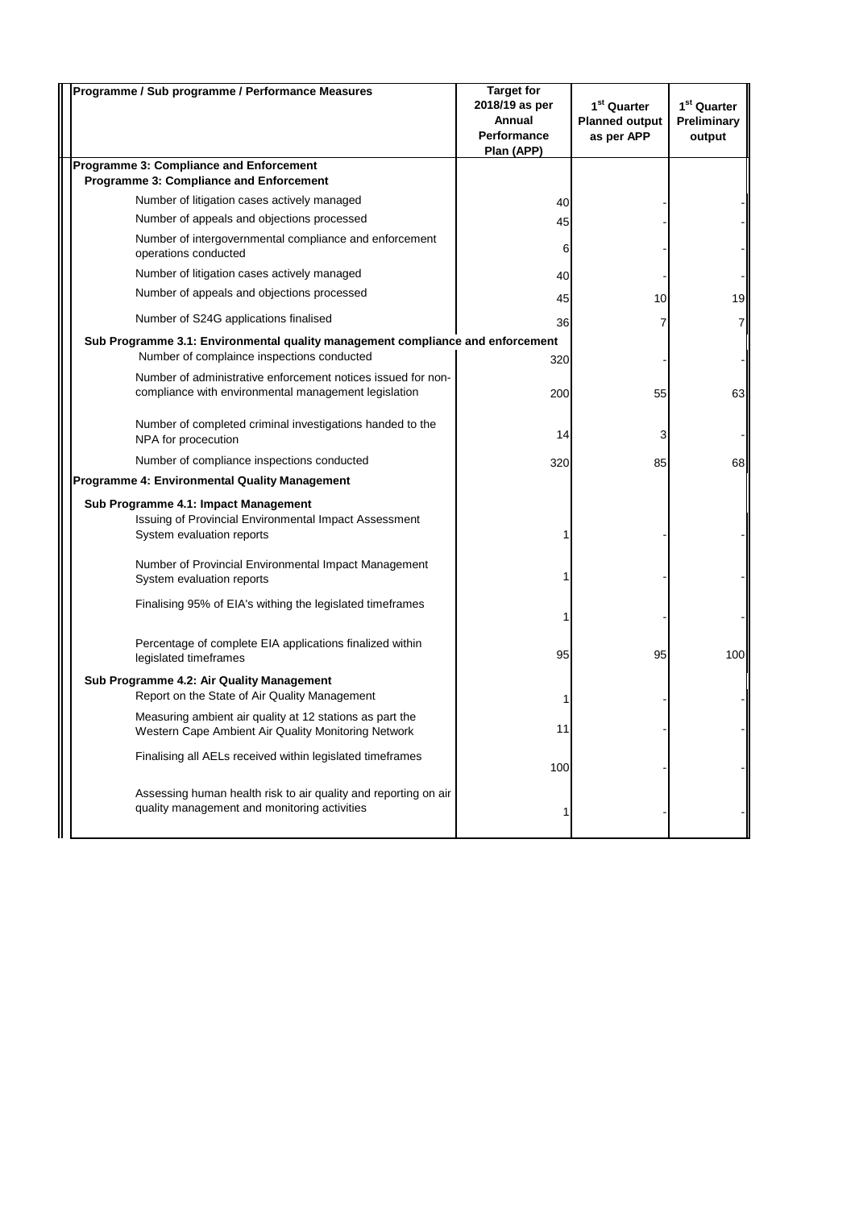| Programme / Sub programme / Performance Measures | Target for 2018/19 as per Annual Performance Plan (APP) | 1st Quarter Planned output as per APP | 1st Quarter Preliminary output |
|---|---|---|---|
| **Programme 3: Compliance and Enforcement** | | | |
| **Programme 3: Compliance and Enforcement** | | | |
| Number of litigation cases actively managed | 40 | - | - |
| Number of appeals and objections processed | 45 | - | - |
| Number of intergovernmental compliance and enforcement operations conducted | 6 | - | - |
| Number of litigation cases actively managed | 40 | - | - |
| Number of appeals and objections processed | 45 | 10 | 19 |
| Number of S24G applications finalised | 36 | 7 | 7 |
| **Sub Programme 3.1: Environmental quality management compliance and enforcement** | | | |
| Number of complaince inspections conducted | 320 | - | - |
| Number of administrative enforcement notices issued for non-compliance with environmental management legislation | 200 | 55 | 63 |
| Number of completed criminal investigations handed to the NPA for procecution | 14 | 3 | - |
| Number of compliance inspections conducted | 320 | 85 | 68 |
| **Programme 4: Environmental Quality Management** | | | |
| **Sub Programme 4.1: Impact Management** | | | |
| Issuing of Provincial Environmental Impact Assessment System evaluation reports | 1 | - | - |
| Number of Provincial Environmental Impact Management System evaluation reports | 1 | - | - |
| Finalising 95% of EIA's withing the legislated timeframes | 1 | - | - |
| Percentage of complete EIA applications finalized within legislated timeframes | 95 | 95 | 100 |
| **Sub Programme 4.2: Air Quality Management** | | | |
| Report on the State of Air Quality Management | 1 | - | - |
| Measuring ambient air quality at 12 stations as part the Western Cape Ambient Air Quality Monitoring Network | 11 | - | - |
| Finalising all AELs received within legislated timeframes | 100 | - | - |
| Assessing human health risk to air quality and reporting on air quality management and monitoring activities | 1 | - | - |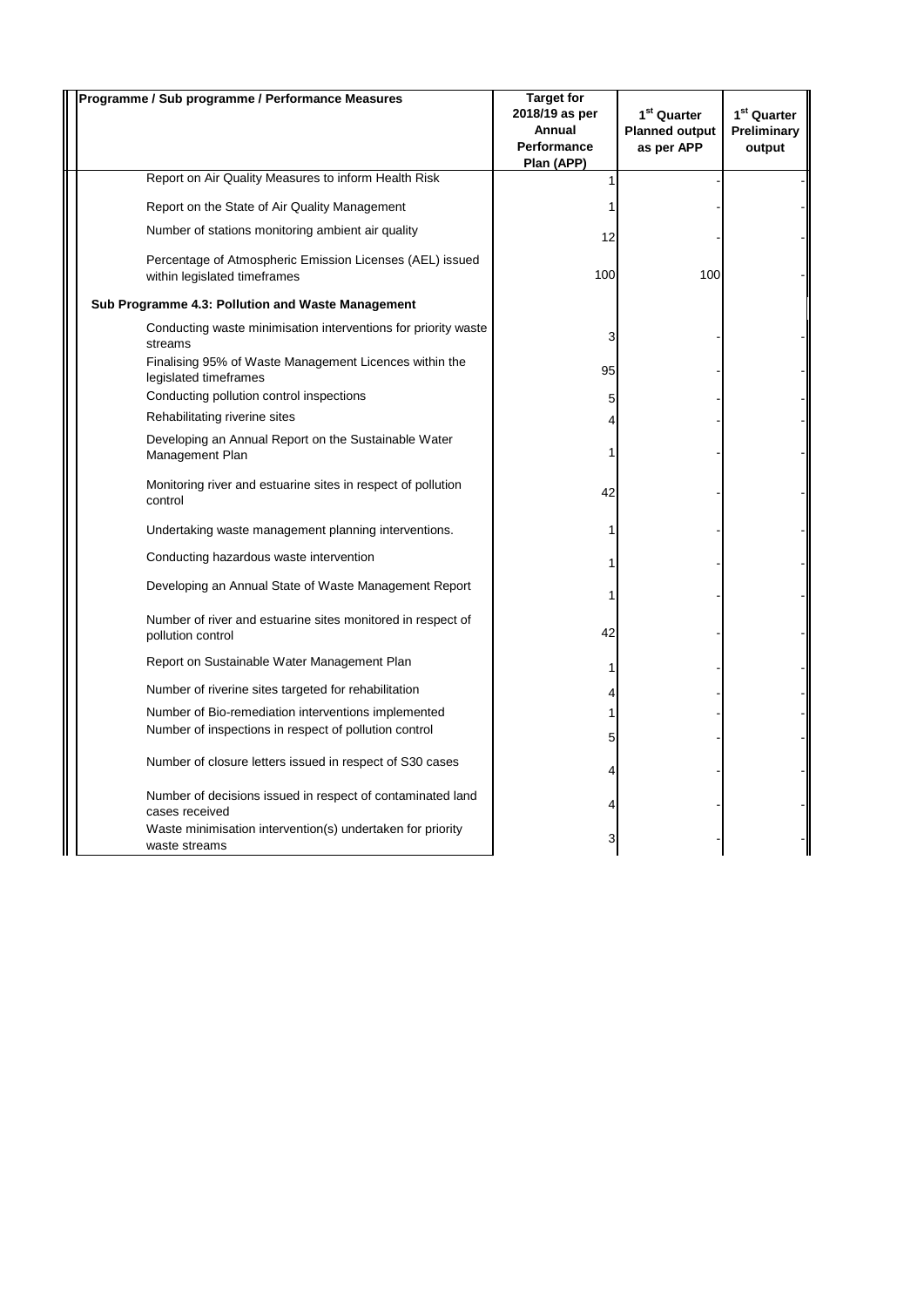| Programme / Sub programme / Performance Measures | Target for 2018/19 as per Annual Performance Plan (APP) | 1st Quarter Planned output as per APP | 1st Quarter Preliminary output |
|---|---|---|---|
| Report on Air Quality Measures to inform Health Risk | 1 | - | - |
| Report on the State of Air Quality Management | 1 | - | - |
| Number of stations monitoring ambient air quality | 12 | - | - |
| Percentage of Atmospheric Emission Licenses (AEL) issued within legislated timeframes | 100 | 100 | - |
| **Sub Programme 4.3: Pollution and Waste Management** | | | |
| Conducting waste minimisation interventions for priority waste streams | 3 | - | - |
| Finalising 95% of Waste Management Licences within the legislated timeframes | 95 | - | - |
| Conducting pollution control inspections | 5 | - | - |
| Rehabilitating riverine sites | 4 | - | - |
| Developing an Annual Report on the Sustainable Water Management Plan | 1 | - | - |
| Monitoring river and estuarine sites in respect of pollution control | 42 | - | - |
| Undertaking waste management planning interventions. | 1 | - | - |
| Conducting hazardous waste intervention | 1 | - | - |
| Developing an Annual State of Waste Management Report | 1 | - | - |
| Number of river and estuarine sites monitored in respect of pollution control | 42 | - | - |
| Report on Sustainable Water Management Plan | 1 | - | - |
| Number of riverine sites targeted for rehabilitation | 4 | - | - |
| Number of Bio-remediation interventions implemented | 1 | - | - |
| Number of inspections in respect of pollution control | 5 | - | - |
| Number of closure letters issued in respect of S30 cases | 4 | - | - |
| Number of decisions issued in respect of contaminated land cases received | 4 | - | - |
| Waste minimisation intervention(s) undertaken for priority waste streams | 3 | - | - |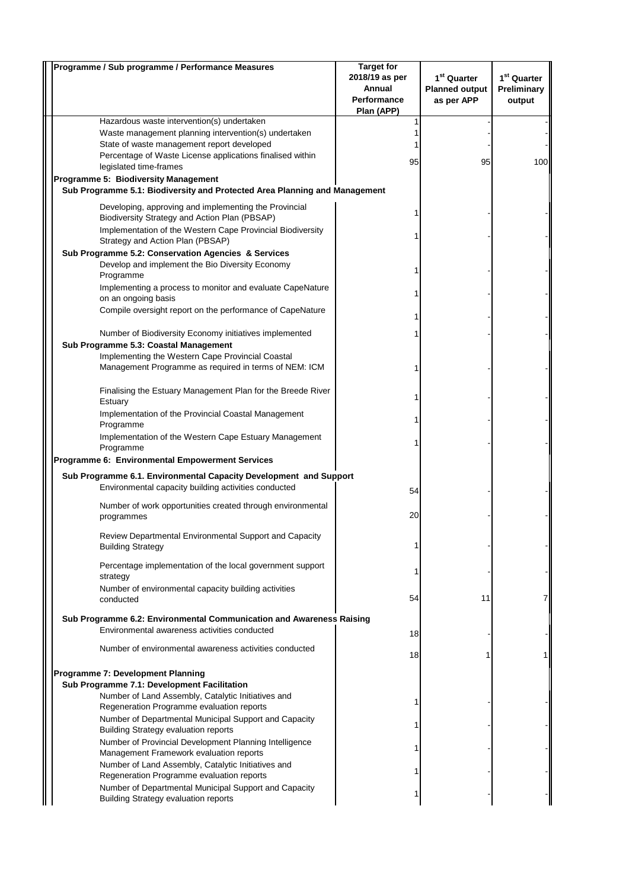| Programme / Sub programme / Performance Measures | Target for 2018/19 as per Annual Performance Plan (APP) | 1st Quarter Planned output as per APP | 1st Quarter Preliminary output |
|---|---|---|---|
| Hazardous waste intervention(s) undertaken | 1 | - | - |
| Waste management planning intervention(s) undertaken | 1 | - | - |
| State of waste management report developed | 1 | - | - |
| Percentage of Waste License applications finalised within legislated time-frames | 95 | 95 | 100 |
| **Programme 5: Biodiversity Management** | | | |
| **Sub Programme 5.1: Biodiversity and Protected Area Planning and Management** | | | |
| Developing, approving and implementing the Provincial Biodiversity Strategy and Action Plan (PBSAP) | 1 | - | - |
| Implementation of the Western Cape Provincial Biodiversity Strategy and Action Plan (PBSAP) | 1 | - | - |
| **Sub Programme 5.2: Conservation Agencies & Services** | | | |
| Develop and implement the Bio Diversity Economy Programme | 1 | - | - |
| Implementing a process to monitor and evaluate CapeNature on an ongoing basis | 1 | - | - |
| Compile oversight report on the performance of CapeNature | 1 | - | - |
| Number of Biodiversity Economy initiatives implemented | 1 | - | - |
| **Sub Programme 5.3: Coastal Management** | | | |
| Implementing the Western Cape Provincial Coastal Management Programme as required in terms of NEM: ICM | 1 | - | - |
| Finalising the Estuary Management Plan for the Breede River Estuary | 1 | - | - |
| Implementation of the Provincial Coastal Management Programme | 1 | - | - |
| Implementation of the Western Cape Estuary Management Programme | 1 | - | - |
| **Programme 6: Environmental Empowerment Services** | | | |
| **Sub Programme 6.1. Environmental Capacity Development and Support** | | | |
| Environmental capacity building activities conducted | 54 | - | - |
| Number of work opportunities created through environmental programmes | 20 | - | - |
| Review Departmental Environmental Support and Capacity Building Strategy | 1 | - | - |
| Percentage implementation of the local government support strategy | 1 | - | - |
| Number of environmental capacity building activities conducted | 54 | 11 | 7 |
| **Sub Programme 6.2: Environmental Communication and Awareness Raising** | | | |
| Environmental awareness activities conducted | 18 | - | - |
| Number of environmental awareness activities conducted | 18 | 1 | 1 |
| **Programme 7: Development Planning** | | | |
| **Sub Programme 7.1: Development Facilitation** | | | |
| Number of Land Assembly, Catalytic Initiatives and Regeneration Programme evaluation reports | 1 | - | - |
| Number of Departmental Municipal Support and Capacity Building Strategy evaluation reports | 1 | - | - |
| Number of Provincial Development Planning Intelligence Management Framework evaluation reports | 1 | - | - |
| Number of Land Assembly, Catalytic Initiatives and Regeneration Programme evaluation reports | 1 | - | - |
| Number of Departmental Municipal Support and Capacity Building Strategy evaluation reports | 1 | - | - |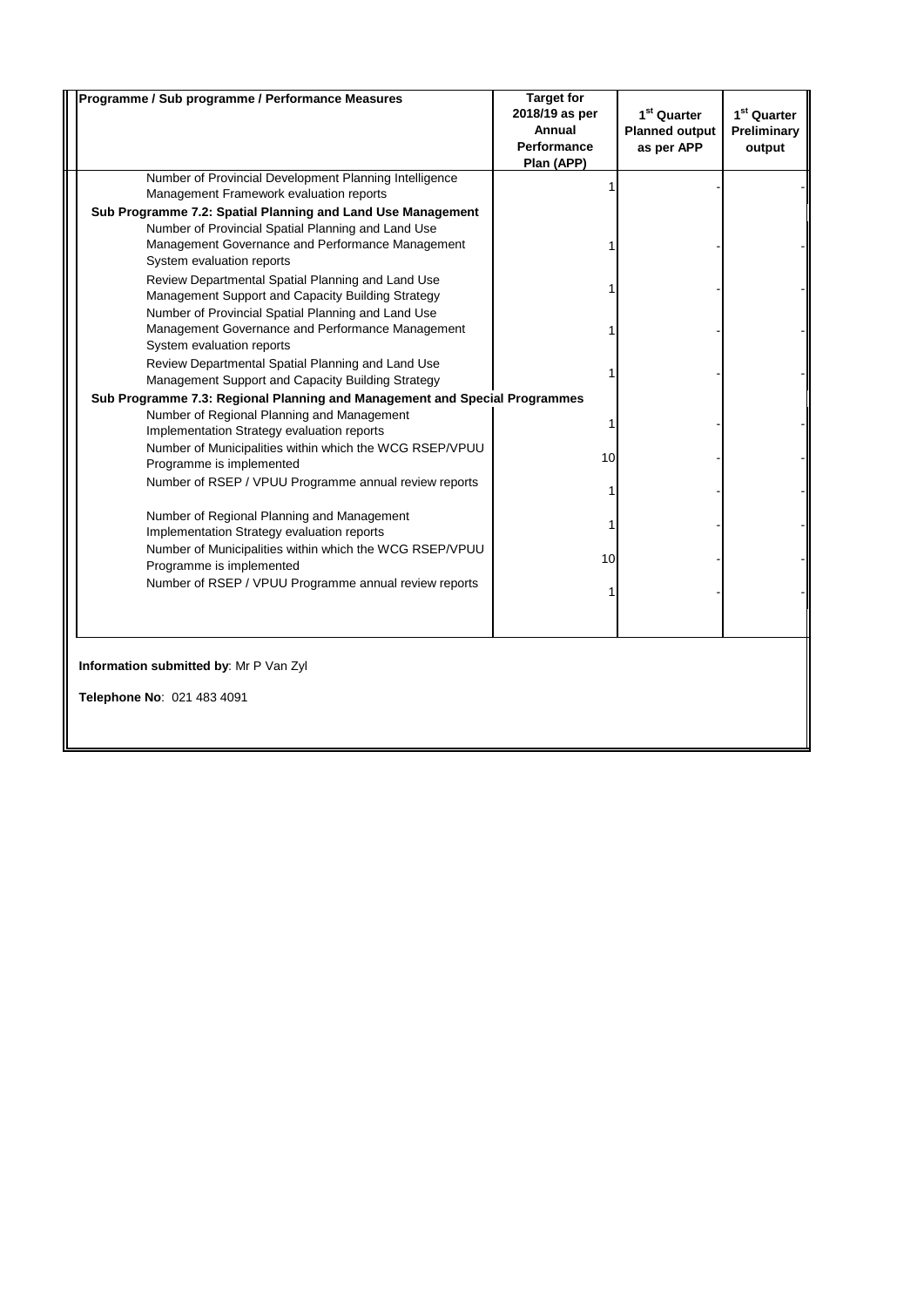| Programme / Sub programme / Performance Measures | Target for 2018/19 as per Annual Performance Plan (APP) | 1st Quarter Planned output as per APP | 1st Quarter Preliminary output |
|---|---|---|---|
| Number of Provincial Development Planning Intelligence Management Framework evaluation reports | 1 | - | - |
| **Sub Programme 7.2: Spatial Planning and Land Use Management** | | | |
| Number of Provincial Spatial Planning and Land Use Management Governance and Performance Management System evaluation reports | 1 | - | - |
| Review Departmental Spatial Planning and Land Use Management Support and Capacity Building Strategy | 1 | - | - |
| Number of Provincial Spatial Planning and Land Use Management Governance and Performance Management System evaluation reports | 1 | - | - |
| Review Departmental Spatial Planning and Land Use Management Support and Capacity Building Strategy | 1 | - | - |
| **Sub Programme 7.3: Regional Planning and Management and Special Programmes** | | | |
| Number of Regional Planning and Management Implementation Strategy evaluation reports | 1 | - | - |
| Number of Municipalities within which the WCG RSEP/VPUU Programme is implemented | 10 | - | - |
| Number of RSEP / VPUU Programme annual review reports | 1 | - | - |
| Number of Regional Planning and Management Implementation Strategy evaluation reports | 1 | - | - |
| Number of Municipalities within which the WCG RSEP/VPUU Programme is implemented | 10 | - | - |
| Number of RSEP / VPUU Programme annual review reports | 1 | - | - |

**Information submitted by**: Mr P Van Zyl

**Telephone No**: 021 483 4091